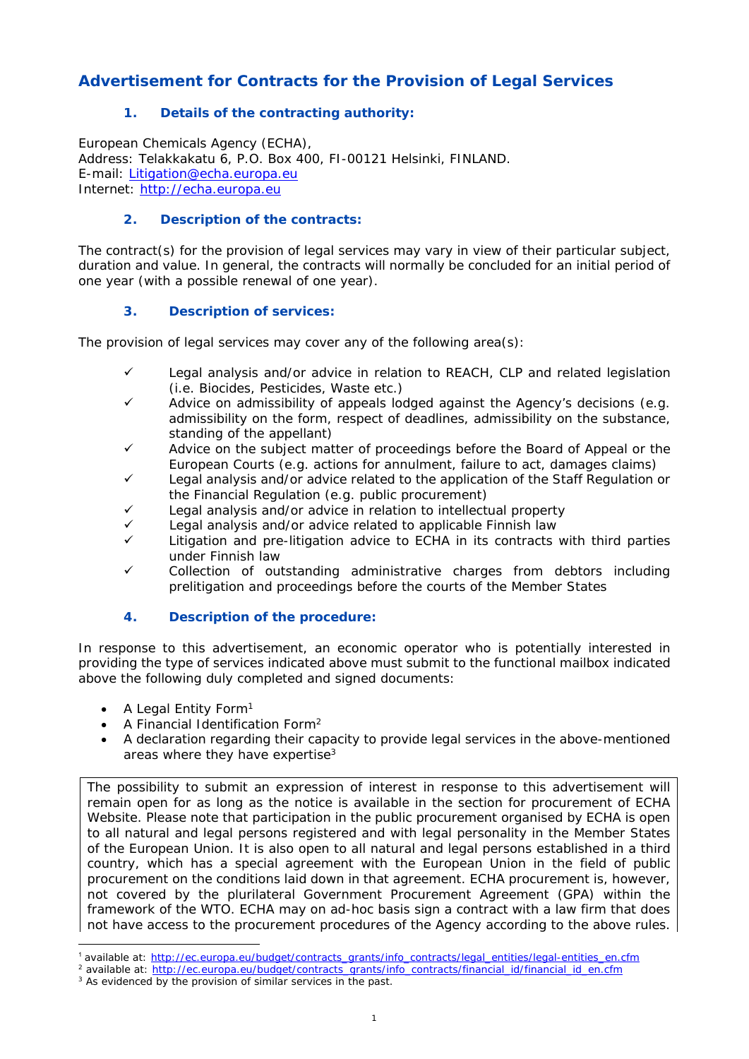# Advertisement for Contracts for the Provision of Legal Services

## 1. Details of the contracting authority:

European Chemicals Agency (ECHA),
Address: Telakkakatu 6, P.O. Box 400, FI-00121 Helsinki, FINLAND.
E-mail: Litigation@echa.europa.eu
Internet: http://echa.europa.eu

## 2. Description of the contracts:

The contract(s) for the provision of legal services may vary in view of their particular subject, duration and value. In general, the contracts will normally be concluded for an initial period of one year (with a possible renewal of one year).

## 3. Description of services:

The provision of legal services may cover any of the following area(s):

- ✓ Legal analysis and/or advice in relation to REACH, CLP and related legislation (i.e. Biocides, Pesticides, Waste etc.)
- ✓ Advice on admissibility of appeals lodged against the Agency's decisions (e.g. admissibility on the form, respect of deadlines, admissibility on the substance, standing of the appellant)
- ✓ Advice on the subject matter of proceedings before the Board of Appeal or the European Courts (e.g. actions for annulment, failure to act, damages claims)
- ✓ Legal analysis and/or advice related to the application of the Staff Regulation or the Financial Regulation (e.g. public procurement)
- ✓ Legal analysis and/or advice in relation to intellectual property
- ✓ Legal analysis and/or advice related to applicable Finnish law
- ✓ Litigation and pre-litigation advice to ECHA in its contracts with third parties under Finnish law
- ✓ Collection of outstanding administrative charges from debtors including prelitigation and proceedings before the courts of the Member States

## 4. Description of the procedure:

In response to this advertisement, an economic operator who is potentially interested in providing the type of services indicated above must submit to the functional mailbox indicated above the following duly completed and signed documents:

- A Legal Entity Form[1]
- A Financial Identification Form[2]
- A declaration regarding their capacity to provide legal services in the above-mentioned areas where they have expertise[3]

The possibility to submit an expression of interest in response to this advertisement will remain open for as long as the notice is available in the section for procurement of ECHA Website. Please note that participation in the public procurement organised by ECHA is open to all natural and legal persons registered and with legal personality in the Member States of the European Union. It is also open to all natural and legal persons established in a third country, which has a special agreement with the European Union in the field of public procurement on the conditions laid down in that agreement. ECHA procurement is, however, not covered by the plurilateral Government Procurement Agreement (GPA) within the framework of the WTO. ECHA may on ad-hoc basis sign a contract with a law firm that does not have access to the procurement procedures of the Agency according to the above rules.

---

[1] available at: http://ec.europa.eu/budget/contracts_grants/info_contracts/legal_entities/legal-entities_en.cfm
[2] available at: http://ec.europa.eu/budget/contracts_grants/info_contracts/financial_id/financial_id_en.cfm
[3] As evidenced by the provision of similar services in the past.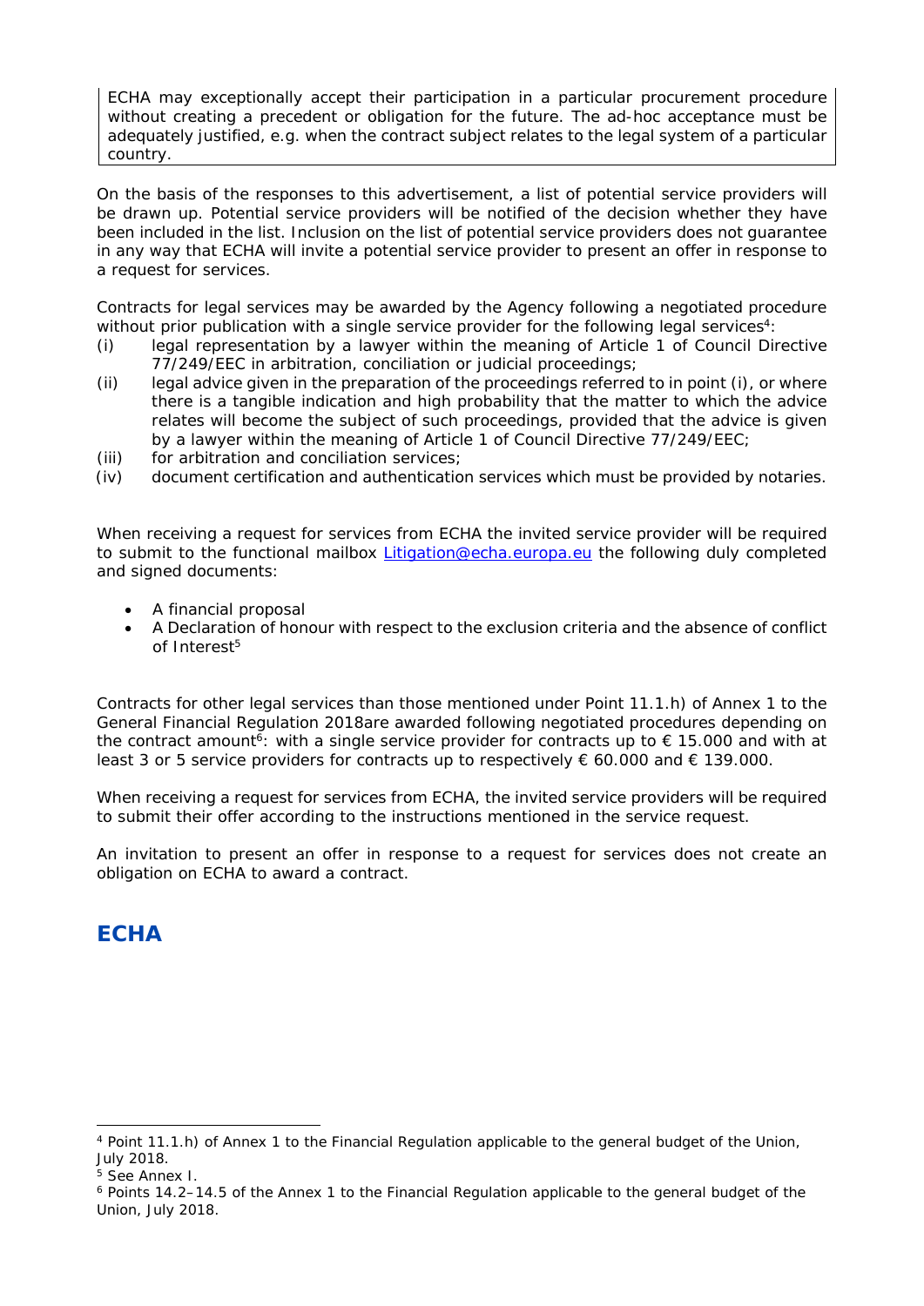ECHA may exceptionally accept their participation in a particular procurement procedure without creating a precedent or obligation for the future. The ad-hoc acceptance must be adequately justified, e.g. when the contract subject relates to the legal system of a particular country.

On the basis of the responses to this advertisement, a list of potential service providers will be drawn up. Potential service providers will be notified of the decision whether they have been included in the list. Inclusion on the list of potential service providers does not guarantee in any way that ECHA will invite a potential service provider to present an offer in response to a request for services.

Contracts for legal services may be awarded by the Agency following a negotiated procedure without prior publication with a single service provider for the following legal services[4]:

(i) legal representation by a lawyer within the meaning of Article 1 of Council Directive 77/249/EEC in arbitration, conciliation or judicial proceedings;

(ii) legal advice given in the preparation of the proceedings referred to in point (i), or where there is a tangible indication and high probability that the matter to which the advice relates will become the subject of such proceedings, provided that the advice is given by a lawyer within the meaning of Article 1 of Council Directive 77/249/EEC;

(iii) for arbitration and conciliation services;

(iv) document certification and authentication services which must be provided by notaries.

When receiving a request for services from ECHA the invited service provider will be required to submit to the functional mailbox Litigation@echa.europa.eu the following duly completed and signed documents:

- A financial proposal
- A Declaration of honour with respect to the exclusion criteria and the absence of conflict of Interest[5]

Contracts for other legal services than those mentioned under Point 11.1.h) of Annex 1 to the General Financial Regulation 2018are awarded following negotiated procedures depending on the contract amount[6]: with a single service provider for contracts up to € 15.000 and with at least 3 or 5 service providers for contracts up to respectively € 60.000 and € 139.000.

When receiving a request for services from ECHA, the invited service providers will be required to submit their offer according to the instructions mentioned in the service request.

An invitation to present an offer in response to a request for services does not create an obligation on ECHA to award a contract.

## ECHA

---

[4] Point 11.1.h) of Annex 1 to the Financial Regulation applicable to the general budget of the Union, July 2018.

[5] See Annex I.

[6] Points 14.2–14.5 of the Annex 1 to the Financial Regulation applicable to the general budget of the Union, July 2018.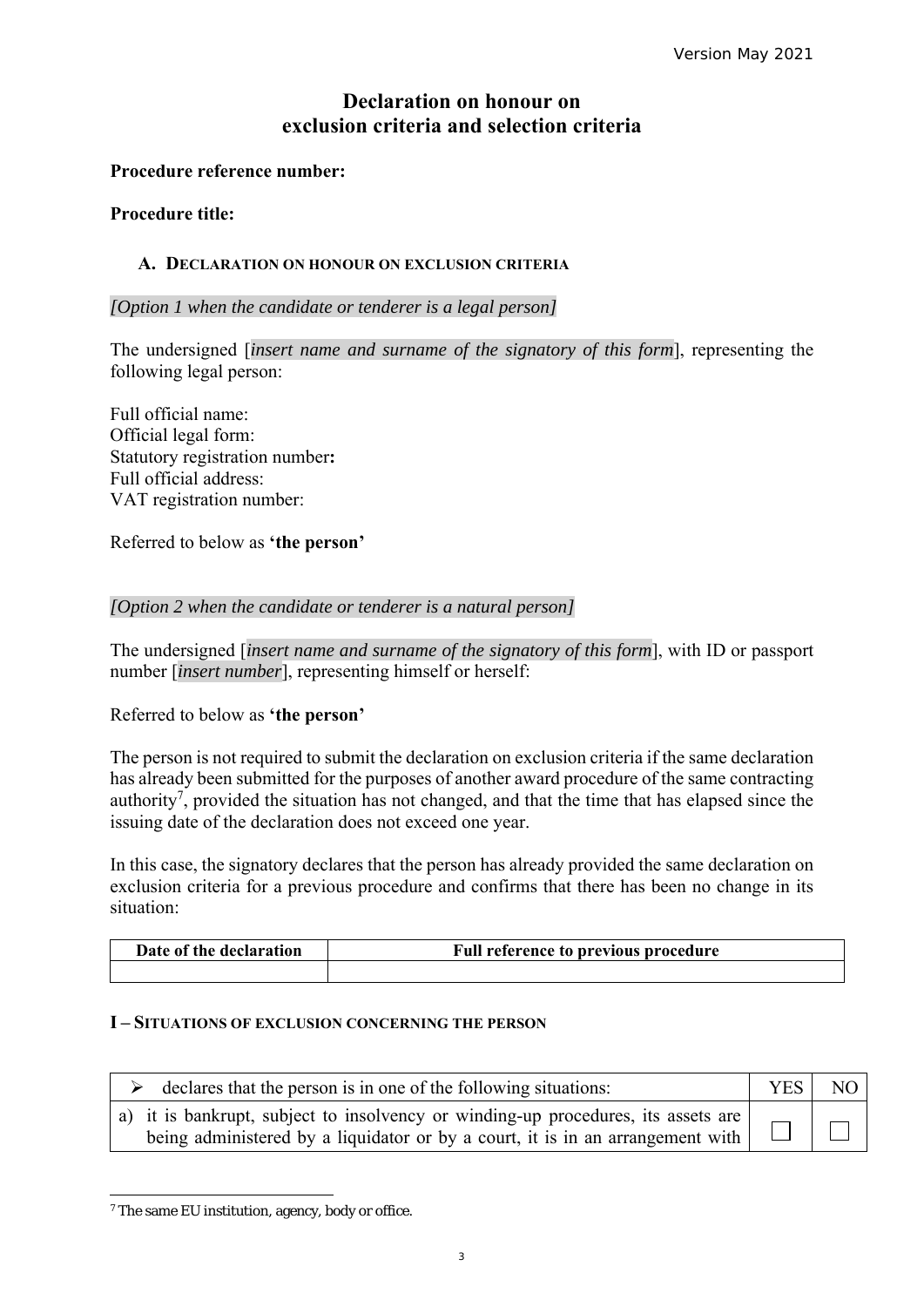# Declaration on honour on exclusion criteria and selection criteria

**Procedure reference number:**

**Procedure title:**

## A. DECLARATION ON HONOUR ON EXCLUSION CRITERIA

*[Option 1 when the candidate or tenderer is a legal person]*

The undersigned [*insert name and surname of the signatory of this form*], representing the following legal person:

Full official name:
Official legal form:
Statutory registration number**:**
Full official address:
VAT registration number:

Referred to below as **'the person'**

*[Option 2 when the candidate or tenderer is a natural person]*

The undersigned [*insert name and surname of the signatory of this form*], with ID or passport number [*insert number*], representing himself or herself:

Referred to below as **'the person'**

The person is not required to submit the declaration on exclusion criteria if the same declaration has already been submitted for the purposes of another award procedure of the same contracting authority[7], provided the situation has not changed, and that the time that has elapsed since the issuing date of the declaration does not exceed one year.

In this case, the signatory declares that the person has already provided the same declaration on exclusion criteria for a previous procedure and confirms that there has been no change in its situation:

| Date of the declaration | Full reference to previous procedure |
| --- | --- |
| | |

### I – SITUATIONS OF EXCLUSION CONCERNING THE PERSON

| ➢ declares that the person is in one of the following situations: | YES | NO |
| --- | --- | --- |
| a) it is bankrupt, subject to insolvency or winding-up procedures, its assets are being administered by a liquidator or by a court, it is in an arrangement with | ☐ | ☐ |

[7] The same EU institution, agency, body or office.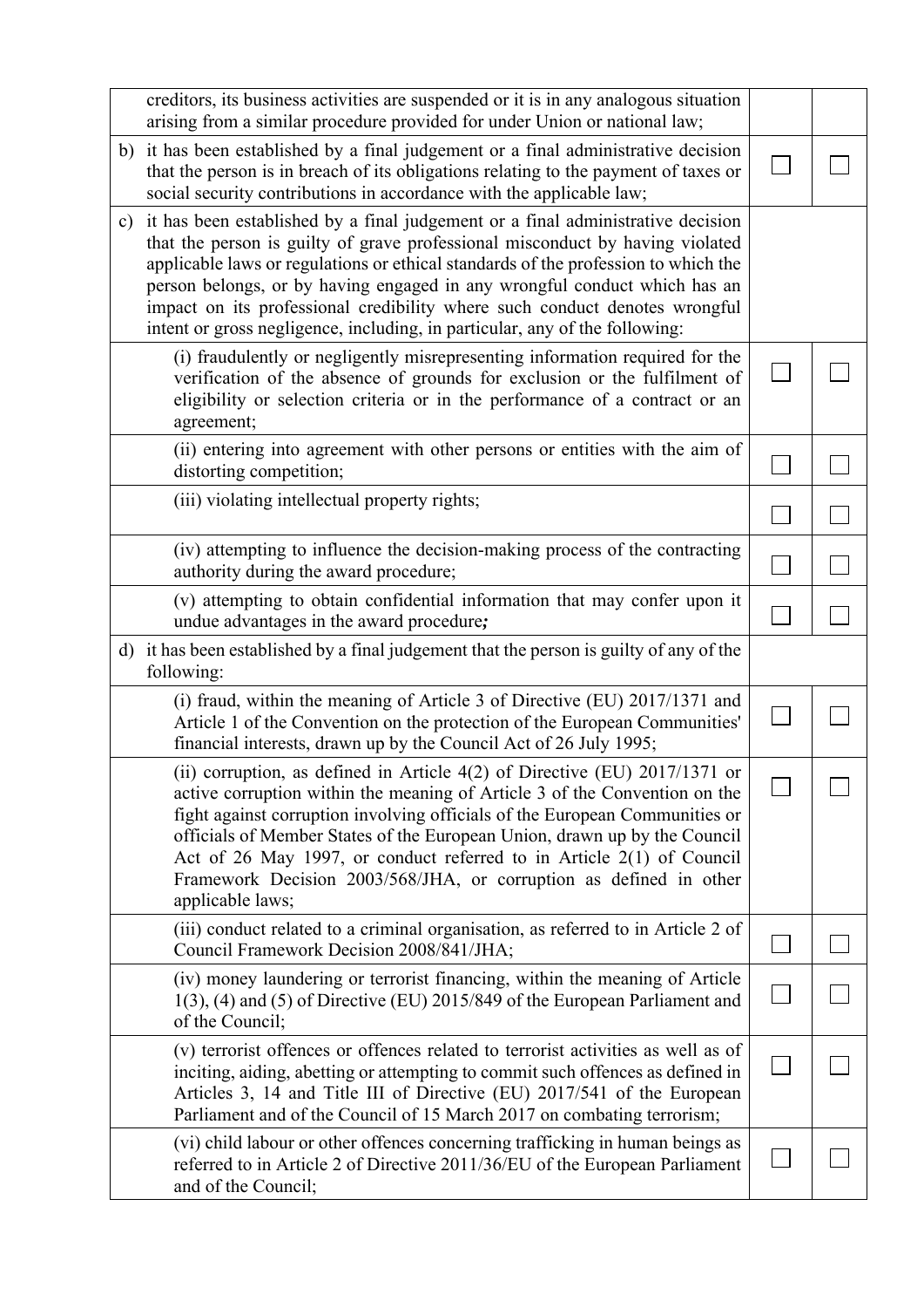| | | |
|---|---|---|
| creditors, its business activities are suspended or it is in any analogous situation arising from a similar procedure provided for under Union or national law; | | |
| b) it has been established by a final judgement or a final administrative decision that the person is in breach of its obligations relating to the payment of taxes or social security contributions in accordance with the applicable law; | ☐ | ☐ |
| c) it has been established by a final judgement or a final administrative decision that the person is guilty of grave professional misconduct by having violated applicable laws or regulations or ethical standards of the profession to which the person belongs, or by having engaged in any wrongful conduct which has an impact on its professional credibility where such conduct denotes wrongful intent or gross negligence, including, in particular, any of the following: | | |
| (i) fraudulently or negligently misrepresenting information required for the verification of the absence of grounds for exclusion or the fulfilment of eligibility or selection criteria or in the performance of a contract or an agreement; | ☐ | ☐ |
| (ii) entering into agreement with other persons or entities with the aim of distorting competition; | ☐ | ☐ |
| (iii) violating intellectual property rights; | ☐ | ☐ |
| (iv) attempting to influence the decision-making process of the contracting authority during the award procedure; | ☐ | ☐ |
| (v) attempting to obtain confidential information that may confer upon it undue advantages in the award procedure***;*** | ☐ | ☐ |
| d) it has been established by a final judgement that the person is guilty of any of the following: | | |
| (i) fraud, within the meaning of Article 3 of Directive (EU) 2017/1371 and Article 1 of the Convention on the protection of the European Communities' financial interests, drawn up by the Council Act of 26 July 1995; | ☐ | ☐ |
| (ii) corruption, as defined in Article 4(2) of Directive (EU) 2017/1371 or active corruption within the meaning of Article 3 of the Convention on the fight against corruption involving officials of the European Communities or officials of Member States of the European Union, drawn up by the Council Act of 26 May 1997, or conduct referred to in Article 2(1) of Council Framework Decision 2003/568/JHA, or corruption as defined in other applicable laws; | ☐ | ☐ |
| (iii) conduct related to a criminal organisation, as referred to in Article 2 of Council Framework Decision 2008/841/JHA; | ☐ | ☐ |
| (iv) money laundering or terrorist financing, within the meaning of Article 1(3), (4) and (5) of Directive (EU) 2015/849 of the European Parliament and of the Council; | ☐ | ☐ |
| (v) terrorist offences or offences related to terrorist activities as well as of inciting, aiding, abetting or attempting to commit such offences as defined in Articles 3, 14 and Title III of Directive (EU) 2017/541 of the European Parliament and of the Council of 15 March 2017 on combating terrorism; | ☐ | ☐ |
| (vi) child labour or other offences concerning trafficking in human beings as referred to in Article 2 of Directive 2011/36/EU of the European Parliament and of the Council; | ☐ | ☐ |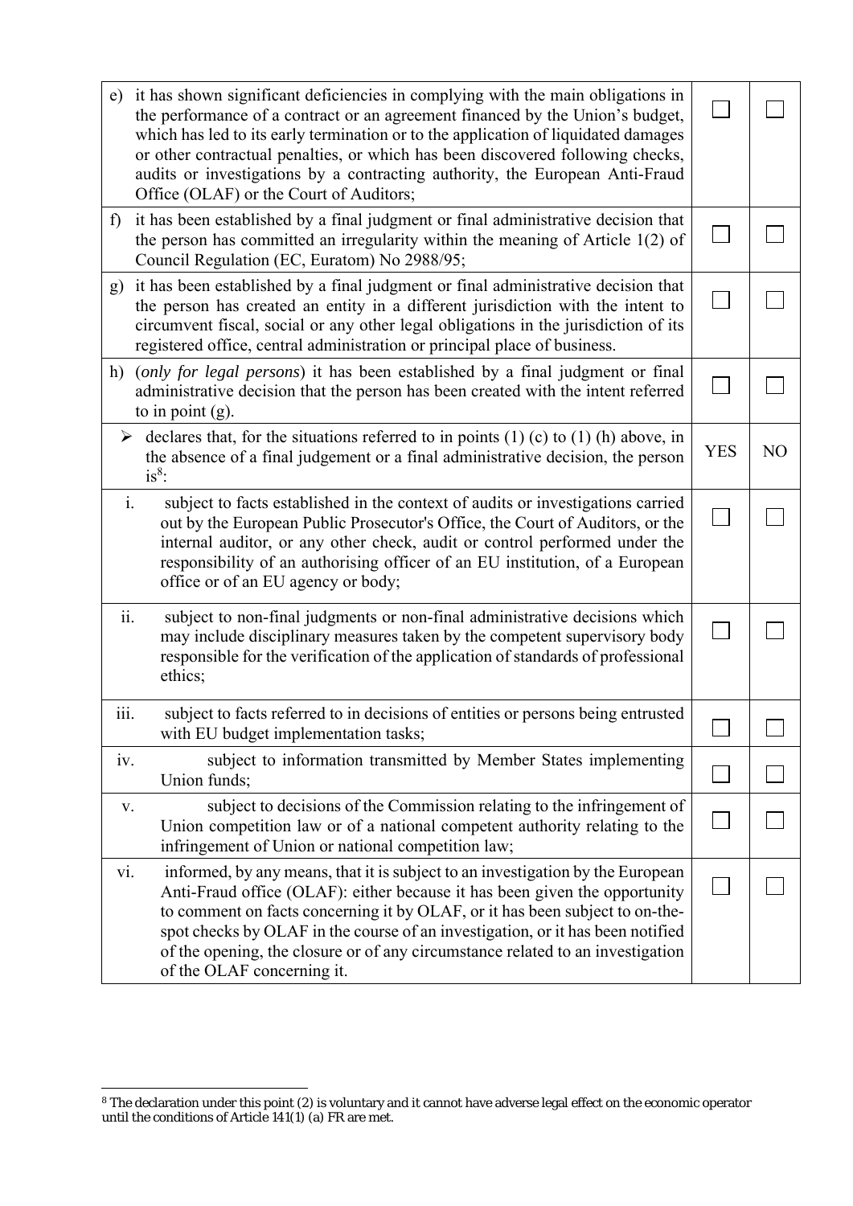| | | |
|---|---|---|
| e) it has shown significant deficiencies in complying with the main obligations in the performance of a contract or an agreement financed by the Union's budget, which has led to its early termination or to the application of liquidated damages or other contractual penalties, or which has been discovered following checks, audits or investigations by a contracting authority, the European Anti-Fraud Office (OLAF) or the Court of Auditors; | ☐ | ☐ |
| f) it has been established by a final judgment or final administrative decision that the person has committed an irregularity within the meaning of Article 1(2) of Council Regulation (EC, Euratom) No 2988/95; | ☐ | ☐ |
| g) it has been established by a final judgment or final administrative decision that the person has created an entity in a different jurisdiction with the intent to circumvent fiscal, social or any other legal obligations in the jurisdiction of its registered office, central administration or principal place of business. | ☐ | ☐ |
| h) (*only for legal persons*) it has been established by a final judgment or final administrative decision that the person has been created with the intent referred to in point (g). | ☐ | ☐ |
| ➢ declares that, for the situations referred to in points (1) (c) to (1) (h) above, in the absence of a final judgement or a final administrative decision, the person is[8]: | YES | NO |
| i. subject to facts established in the context of audits or investigations carried out by the European Public Prosecutor's Office, the Court of Auditors, or the internal auditor, or any other check, audit or control performed under the responsibility of an authorising officer of an EU institution, of a European office or of an EU agency or body; | ☐ | ☐ |
| ii. subject to non-final judgments or non-final administrative decisions which may include disciplinary measures taken by the competent supervisory body responsible for the verification of the application of standards of professional ethics; | ☐ | ☐ |
| iii. subject to facts referred to in decisions of entities or persons being entrusted with EU budget implementation tasks; | ☐ | ☐ |
| iv. subject to information transmitted by Member States implementing Union funds; | ☐ | ☐ |
| v. subject to decisions of the Commission relating to the infringement of Union competition law or of a national competent authority relating to the infringement of Union or national competition law; | ☐ | ☐ |
| vi. informed, by any means, that it is subject to an investigation by the European Anti-Fraud office (OLAF): either because it has been given the opportunity to comment on facts concerning it by OLAF, or it has been subject to on-the-spot checks by OLAF in the course of an investigation, or it has been notified of the opening, the closure or of any circumstance related to an investigation of the OLAF concerning it. | ☐ | ☐ |

[8] The declaration under this point (2) is voluntary and it cannot have adverse legal effect on the economic operator until the conditions of Article 141(1) (a) FR are met.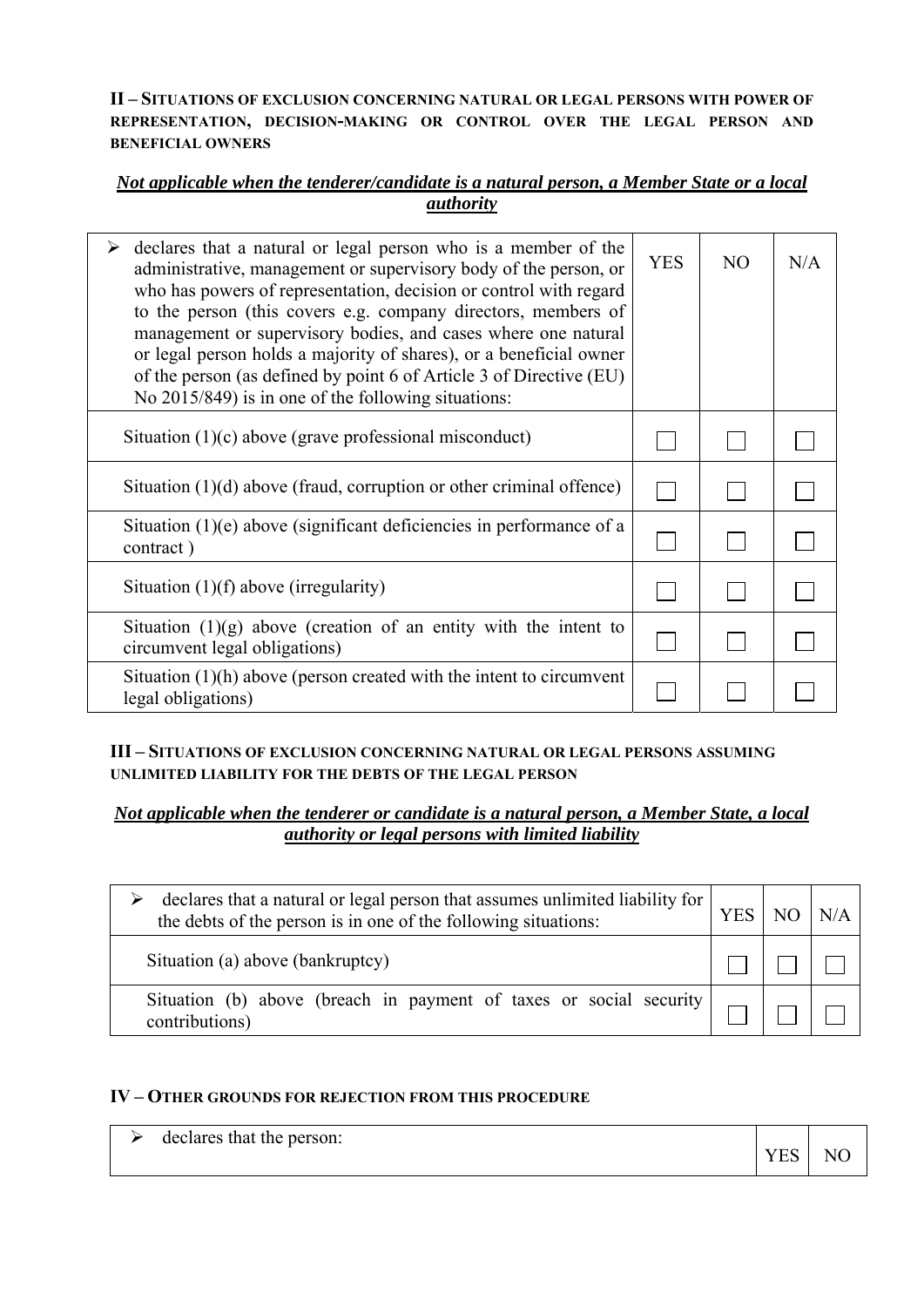## II – Situations of exclusion concerning natural or legal persons with power of representation, decision-making or control over the legal person and beneficial owners

***Not applicable when the tenderer/candidate is a natural person, a Member State or a local authority***

| ➢ declares that a natural or legal person who is a member of the administrative, management or supervisory body of the person, or who has powers of representation, decision or control with regard to the person (this covers e.g. company directors, members of management or supervisory bodies, and cases where one natural or legal person holds a majority of shares), or a beneficial owner of the person (as defined by point 6 of Article 3 of Directive (EU) No 2015/849) is in one of the following situations: | YES | NO | N/A |
|---|---|---|---|
| Situation (1)(c) above (grave professional misconduct) | ☐ | ☐ | ☐ |
| Situation (1)(d) above (fraud, corruption or other criminal offence) | ☐ | ☐ | ☐ |
| Situation (1)(e) above (significant deficiencies in performance of a contract ) | ☐ | ☐ | ☐ |
| Situation (1)(f) above (irregularity) | ☐ | ☐ | ☐ |
| Situation (1)(g) above (creation of an entity with the intent to circumvent legal obligations) | ☐ | ☐ | ☐ |
| Situation (1)(h) above (person created with the intent to circumvent legal obligations) | ☐ | ☐ | ☐ |

## III – Situations of exclusion concerning natural or legal persons assuming unlimited liability for the debts of the legal person

***Not applicable when the tenderer or candidate is a natural person, a Member State, a local authority or legal persons with limited liability***

| ➢ declares that a natural or legal person that assumes unlimited liability for the debts of the person is in one of the following situations: | YES | NO | N/A |
|---|---|---|---|
| Situation (a) above (bankruptcy) | ☐ | ☐ | ☐ |
| Situation (b) above (breach in payment of taxes or social security contributions) | ☐ | ☐ | ☐ |

## IV – Other grounds for rejection from this procedure

| ➢ declares that the person: | YES | NO |
|---|---|---|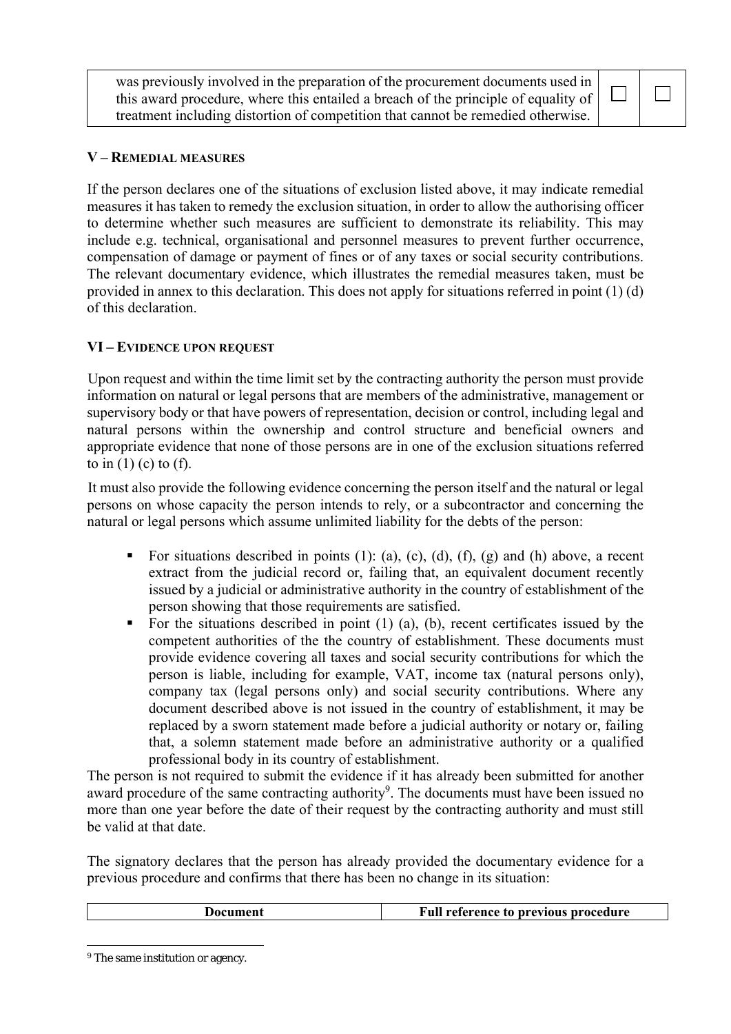| was previously involved in the preparation of the procurement documents used in this award procedure, where this entailed a breach of the principle of equality of treatment including distortion of competition that cannot be remedied otherwise. | ☐ | ☐ |
|---|---|---|

## V – REMEDIAL MEASURES

If the person declares one of the situations of exclusion listed above, it may indicate remedial measures it has taken to remedy the exclusion situation, in order to allow the authorising officer to determine whether such measures are sufficient to demonstrate its reliability. This may include e.g. technical, organisational and personnel measures to prevent further occurrence, compensation of damage or payment of fines or of any taxes or social security contributions. The relevant documentary evidence, which illustrates the remedial measures taken, must be provided in annex to this declaration. This does not apply for situations referred in point (1) (d) of this declaration.

## VI – EVIDENCE UPON REQUEST

Upon request and within the time limit set by the contracting authority the person must provide information on natural or legal persons that are members of the administrative, management or supervisory body or that have powers of representation, decision or control, including legal and natural persons within the ownership and control structure and beneficial owners and appropriate evidence that none of those persons are in one of the exclusion situations referred to in (1) (c) to (f).

It must also provide the following evidence concerning the person itself and the natural or legal persons on whose capacity the person intends to rely, or a subcontractor and concerning the natural or legal persons which assume unlimited liability for the debts of the person:

- For situations described in points (1): (a), (c), (d), (f), (g) and (h) above, a recent extract from the judicial record or, failing that, an equivalent document recently issued by a judicial or administrative authority in the country of establishment of the person showing that those requirements are satisfied.
- For the situations described in point (1) (a), (b), recent certificates issued by the competent authorities of the the country of establishment. These documents must provide evidence covering all taxes and social security contributions for which the person is liable, including for example, VAT, income tax (natural persons only), company tax (legal persons only) and social security contributions. Where any document described above is not issued in the country of establishment, it may be replaced by a sworn statement made before a judicial authority or notary or, failing that, a solemn statement made before an administrative authority or a qualified professional body in its country of establishment.

The person is not required to submit the evidence if it has already been submitted for another award procedure of the same contracting authority[9]. The documents must have been issued no more than one year before the date of their request by the contracting authority and must still be valid at that date.

The signatory declares that the person has already provided the documentary evidence for a previous procedure and confirms that there has been no change in its situation:

| Document | Full reference to previous procedure |
|---|---|

[9] The same institution or agency.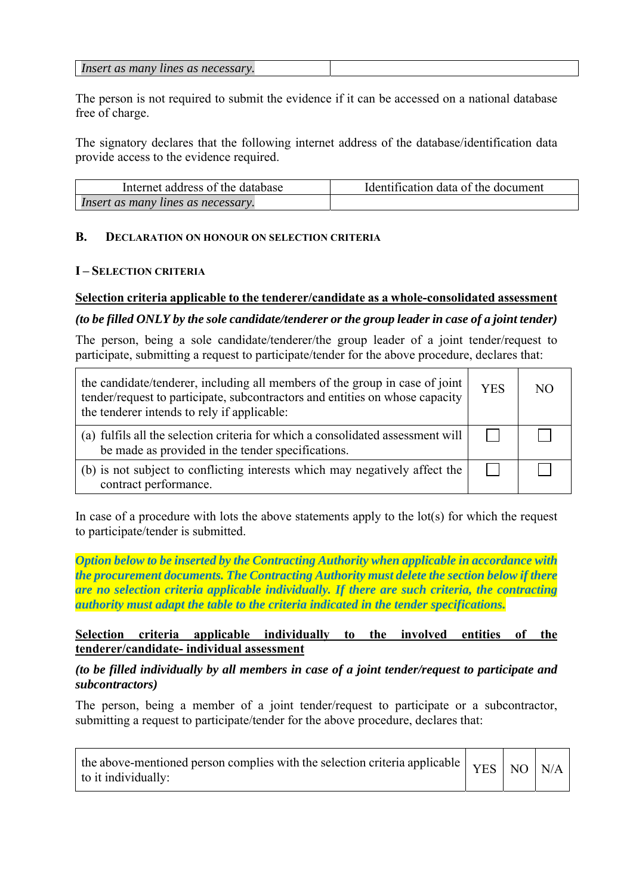| *Insert as many lines as necessary.* | |
|---|---|

The person is not required to submit the evidence if it can be accessed on a national database free of charge.

The signatory declares that the following internet address of the database/identification data provide access to the evidence required.

| Internet address of the database | Identification data of the document |
|---|---|
| *Insert as many lines as necessary.* | |

## B. DECLARATION ON HONOUR ON SELECTION CRITERIA

### I – SELECTION CRITERIA

**Selection criteria applicable to the tenderer/candidate as a whole-consolidated assessment**

***(to be filled ONLY by the sole candidate/tenderer or the group leader in case of a joint tender)***

The person, being a sole candidate/tenderer/the group leader of a joint tender/request to participate, submitting a request to participate/tender for the above procedure, declares that:

| the candidate/tenderer, including all members of the group in case of joint tender/request to participate, subcontractors and entities on whose capacity the tenderer intends to rely if applicable: | YES | NO |
|---|---|---|
| (a) fulfils all the selection criteria for which a consolidated assessment will be made as provided in the tender specifications. | ☐ | ☐ |
| (b) is not subject to conflicting interests which may negatively affect the contract performance. | ☐ | ☐ |

In case of a procedure with lots the above statements apply to the lot(s) for which the request to participate/tender is submitted.

***Option below to be inserted by the Contracting Authority when applicable in accordance with the procurement documents. The Contracting Authority must delete the section below if there are no selection criteria applicable individually. If there are such criteria, the contracting authority must adapt the table to the criteria indicated in the tender specifications.***

**Selection criteria applicable individually to the involved entities of the tenderer/candidate- individual assessment**

***(to be filled individually by all members in case of a joint tender/request to participate and subcontractors)***

The person, being a member of a joint tender/request to participate or a subcontractor, submitting a request to participate/tender for the above procedure, declares that:

| the above-mentioned person complies with the selection criteria applicable to it individually: | YES | NO | N/A |
|---|---|---|---|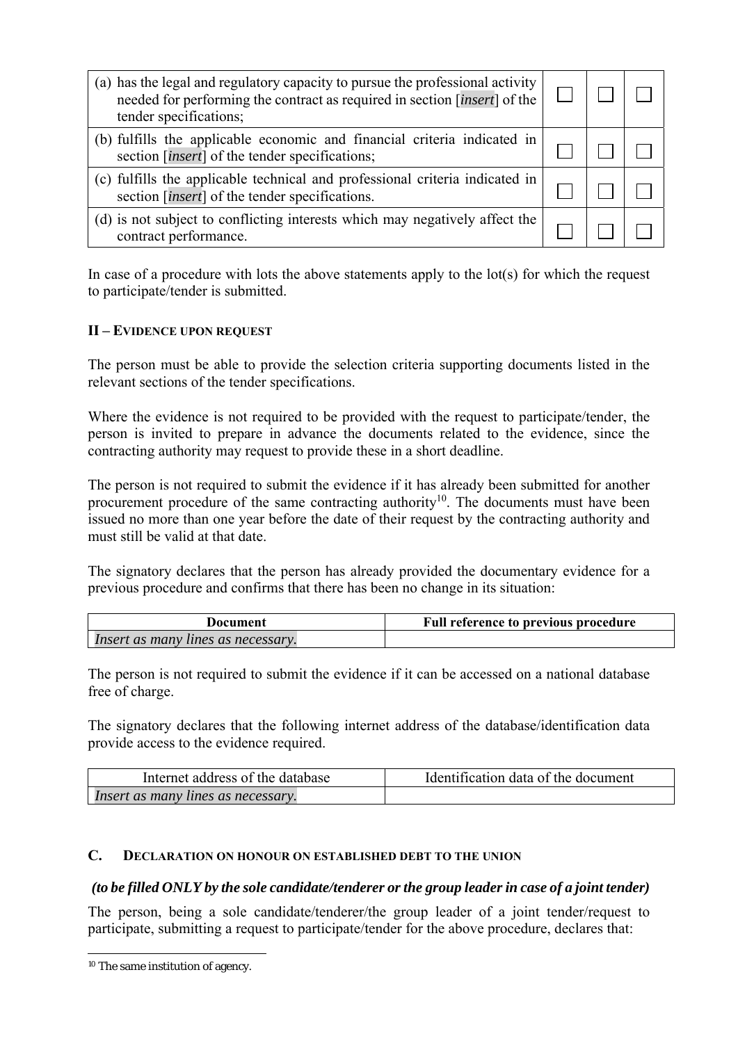| | | | |
|---|---|---|---|
| (a) has the legal and regulatory capacity to pursue the professional activity needed for performing the contract as required in section [*insert*] of the tender specifications; | ☐ | ☐ | ☐ |
| (b) fulfills the applicable economic and financial criteria indicated in section [*insert*] of the tender specifications; | ☐ | ☐ | ☐ |
| (c) fulfills the applicable technical and professional criteria indicated in section [*insert*] of the tender specifications. | ☐ | ☐ | ☐ |
| (d) is not subject to conflicting interests which may negatively affect the contract performance. | ☐ | ☐ | ☐ |

In case of a procedure with lots the above statements apply to the lot(s) for which the request to participate/tender is submitted.

**II – EVIDENCE UPON REQUEST**

The person must be able to provide the selection criteria supporting documents listed in the relevant sections of the tender specifications.

Where the evidence is not required to be provided with the request to participate/tender, the person is invited to prepare in advance the documents related to the evidence, since the contracting authority may request to provide these in a short deadline.

The person is not required to submit the evidence if it has already been submitted for another procurement procedure of the same contracting authority[10]. The documents must have been issued no more than one year before the date of their request by the contracting authority and must still be valid at that date.

The signatory declares that the person has already provided the documentary evidence for a previous procedure and confirms that there has been no change in its situation:

| Document | Full reference to previous procedure |
|---|---|
| *Insert as many lines as necessary.* | |

The person is not required to submit the evidence if it can be accessed on a national database free of charge.

The signatory declares that the following internet address of the database/identification data provide access to the evidence required.

| Internet address of the database | Identification data of the document |
|---|---|
| *Insert as many lines as necessary.* | |

## C. DECLARATION ON HONOUR ON ESTABLISHED DEBT TO THE UNION

***(to be filled ONLY by the sole candidate/tenderer or the group leader in case of a joint tender)***

The person, being a sole candidate/tenderer/the group leader of a joint tender/request to participate, submitting a request to participate/tender for the above procedure, declares that:

[10] The same institution of agency.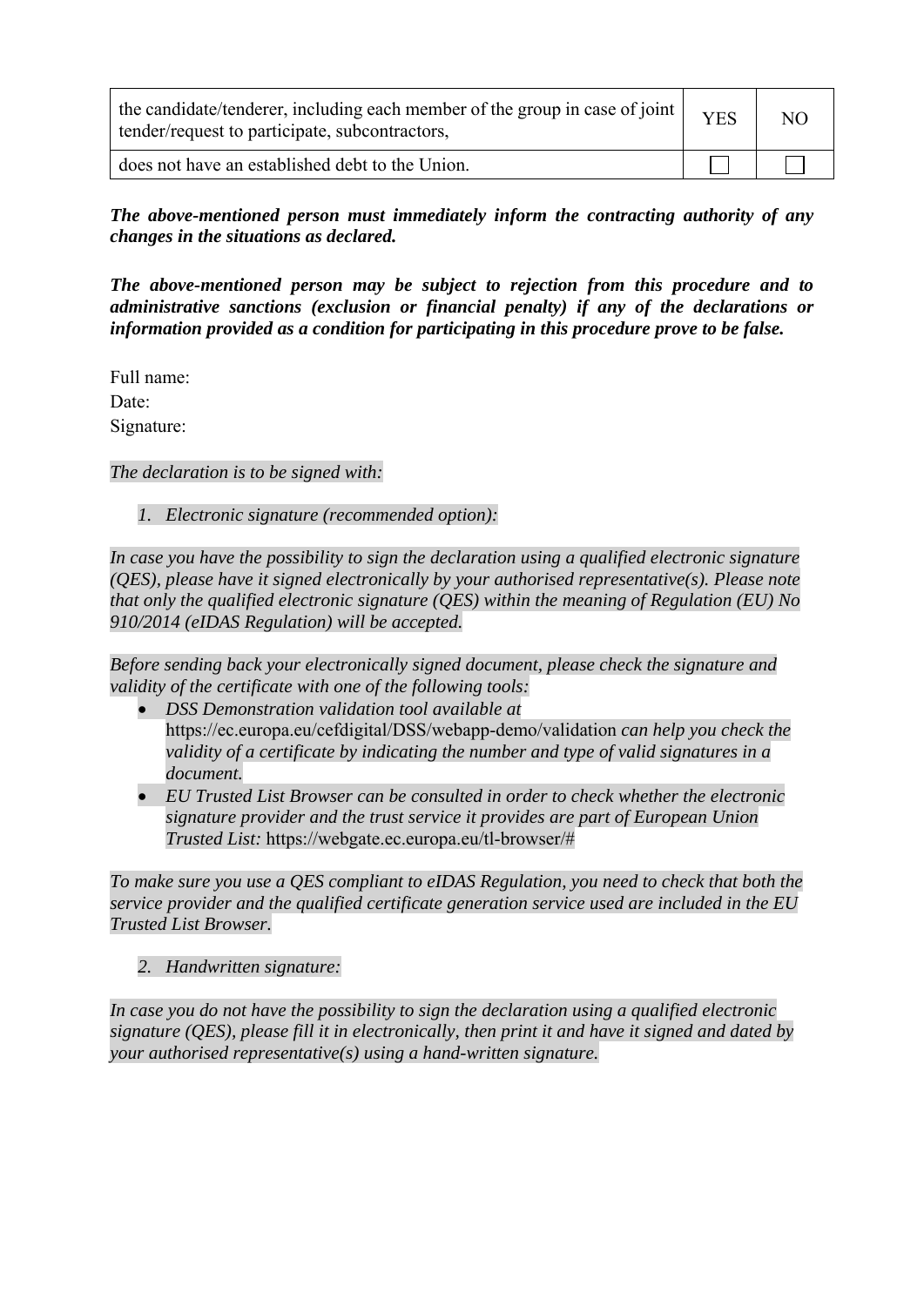| the candidate/tenderer, including each member of the group in case of joint tender/request to participate, subcontractors, | YES | NO |
|---|---|---|
| does not have an established debt to the Union. | ☐ | ☐ |

***The above-mentioned person must immediately inform the contracting authority of any changes in the situations as declared.***

***The above-mentioned person may be subject to rejection from this procedure and to administrative sanctions (exclusion or financial penalty) if any of the declarations or information provided as a condition for participating in this procedure prove to be false.***

Full name:
Date:
Signature:

*The declaration is to be signed with:*

1. *Electronic signature (recommended option):*

*In case you have the possibility to sign the declaration using a qualified electronic signature (QES), please have it signed electronically by your authorised representative(s). Please note that only the qualified electronic signature (QES) within the meaning of Regulation (EU) No 910/2014 (eIDAS Regulation) will be accepted.*

*Before sending back your electronically signed document, please check the signature and validity of the certificate with one of the following tools:*

- *DSS Demonstration validation tool available at* https://ec.europa.eu/cefdigital/DSS/webapp-demo/validation *can help you check the validity of a certificate by indicating the number and type of valid signatures in a document.*
- *EU Trusted List Browser can be consulted in order to check whether the electronic signature provider and the trust service it provides are part of European Union Trusted List:* https://webgate.ec.europa.eu/tl-browser/#

*To make sure you use a QES compliant to eIDAS Regulation, you need to check that both the service provider and the qualified certificate generation service used are included in the EU Trusted List Browser.*

2. *Handwritten signature:*

*In case you do not have the possibility to sign the declaration using a qualified electronic signature (QES), please fill it in electronically, then print it and have it signed and dated by your authorised representative(s) using a hand-written signature.*